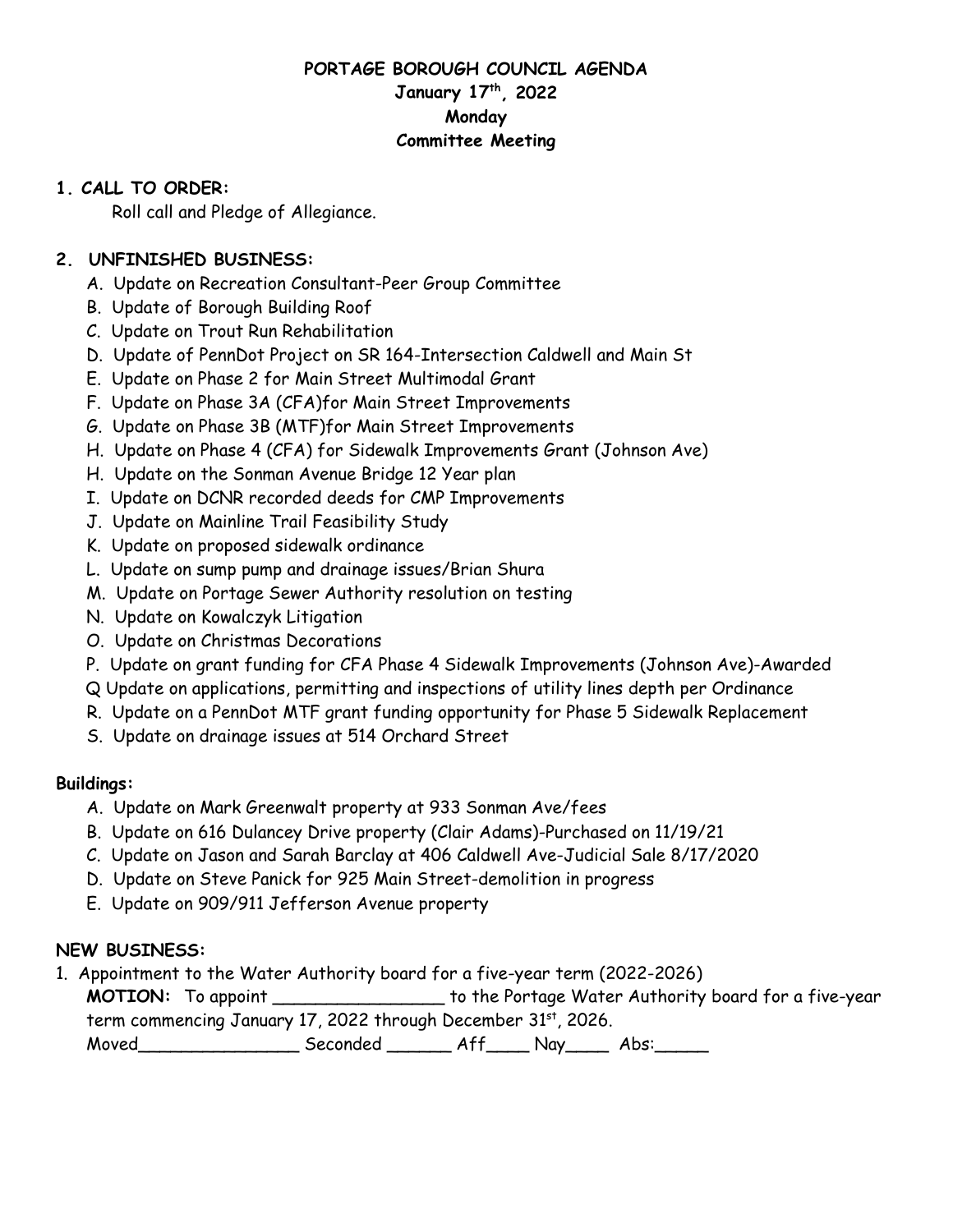# PORTAGE BOROUGH COUNCIL AGENDA
## January 17th, 2022
## Monday
## Committee Meeting

**1. CALL TO ORDER:**

Roll call and Pledge of Allegiance.

**2. UNFINISHED BUSINESS:**

A. Update on Recreation Consultant-Peer Group Committee
B. Update of Borough Building Roof
C. Update on Trout Run Rehabilitation
D. Update of PennDot Project on SR 164-Intersection Caldwell and Main St
E. Update on Phase 2 for Main Street Multimodal Grant
F. Update on Phase 3A (CFA)for Main Street Improvements
G. Update on Phase 3B (MTF)for Main Street Improvements
H. Update on Phase 4 (CFA) for Sidewalk Improvements Grant (Johnson Ave)
H. Update on the Sonman Avenue Bridge 12 Year plan
I. Update on DCNR recorded deeds for CMP Improvements
J. Update on Mainline Trail Feasibility Study
K. Update on proposed sidewalk ordinance
L. Update on sump pump and drainage issues/Brian Shura
M. Update on Portage Sewer Authority resolution on testing
N. Update on Kowalczyk Litigation
O. Update on Christmas Decorations
P. Update on grant funding for CFA Phase 4 Sidewalk Improvements (Johnson Ave)-Awarded
Q Update on applications, permitting and inspections of utility lines depth per Ordinance
R. Update on a PennDot MTF grant funding opportunity for Phase 5 Sidewalk Replacement
S. Update on drainage issues at 514 Orchard Street

**Buildings:**

A. Update on Mark Greenwalt property at 933 Sonman Ave/fees
B. Update on 616 Dulancey Drive property (Clair Adams)-Purchased on 11/19/21
C. Update on Jason and Sarah Barclay at 406 Caldwell Ave-Judicial Sale 8/17/2020
D. Update on Steve Panick for 925 Main Street-demolition in progress
E. Update on 909/911 Jefferson Avenue property

**NEW BUSINESS:**

1. Appointment to the Water Authority board for a five-year term (2022-2026)
   **MOTION:** To appoint ________________ to the Portage Water Authority board for a five-year term commencing January 17, 2022 through December 31st, 2026.
   Moved_______________ Seconded ______ Aff____ Nay____ Abs:_____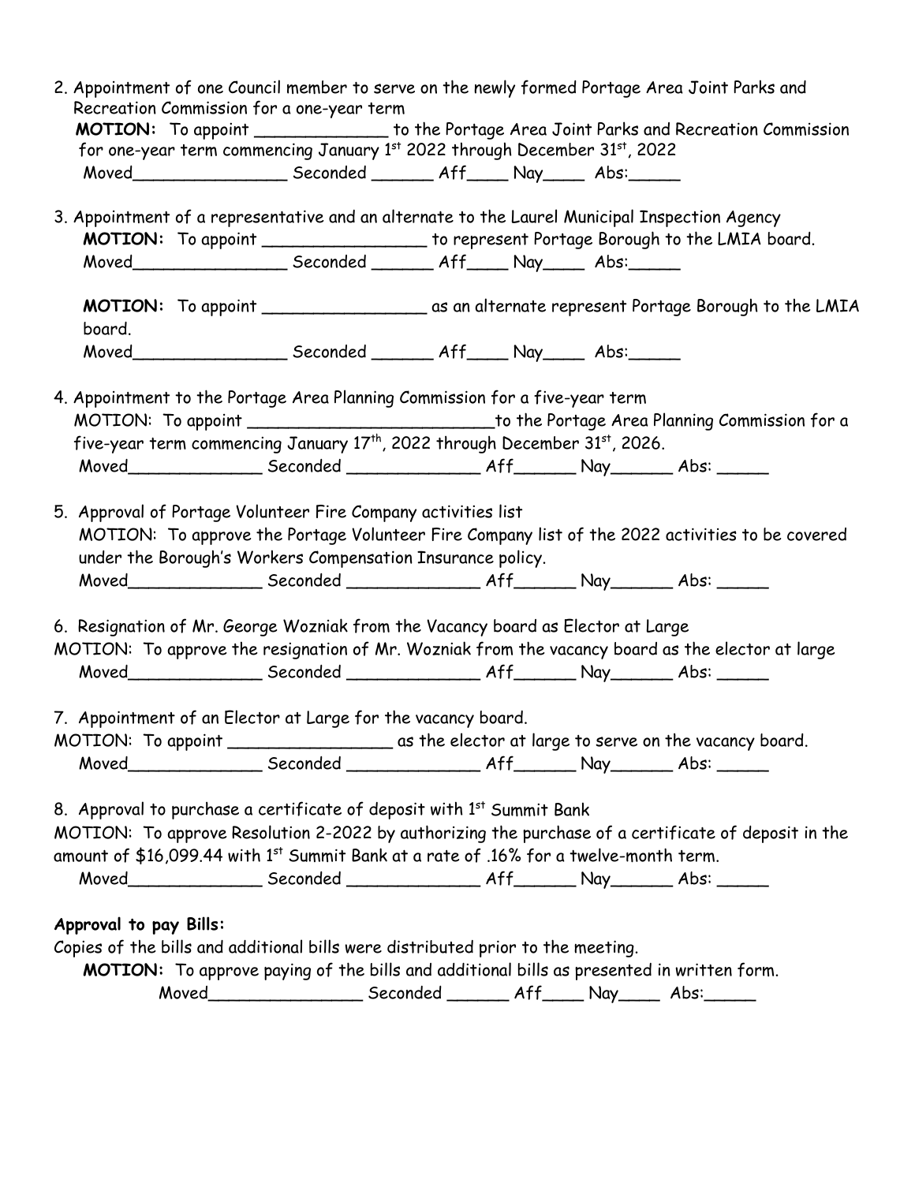2. Appointment of one Council member to serve on the newly formed Portage Area Joint Parks and Recreation Commission for a one-year term

   **MOTION:** To appoint _____________ to the Portage Area Joint Parks and Recreation Commission for one-year term commencing January 1st 2022 through December 31st, 2022

   Moved_______________ Seconded ______ Aff____ Nay____ Abs:_____

3. Appointment of a representative and an alternate to the Laurel Municipal Inspection Agency

   **MOTION:** To appoint ________________ to represent Portage Borough to the LMIA board.

   Moved_______________ Seconded ______ Aff____ Nay____ Abs:_____

   **MOTION:** To appoint ________________ as an alternate represent Portage Borough to the LMIA board.

   Moved_______________ Seconded ______ Aff____ Nay____ Abs:_____

4. Appointment to the Portage Area Planning Commission for a five-year term

   MOTION: To appoint ________________________to the Portage Area Planning Commission for a five-year term commencing January 17th, 2022 through December 31st, 2026.

   Moved_____________ Seconded _____________ Aff______ Nay______ Abs: _____

5. Approval of Portage Volunteer Fire Company activities list

   MOTION: To approve the Portage Volunteer Fire Company list of the 2022 activities to be covered under the Borough's Workers Compensation Insurance policy.

   Moved_____________ Seconded _____________ Aff______ Nay______ Abs: _____

6. Resignation of Mr. George Wozniak from the Vacancy board as Elector at Large

   MOTION: To approve the resignation of Mr. Wozniak from the vacancy board as the elector at large

   Moved_____________ Seconded _____________ Aff______ Nay______ Abs: _____

7. Appointment of an Elector at Large for the vacancy board.

   MOTION: To appoint ________________ as the elector at large to serve on the vacancy board.

   Moved_____________ Seconded _____________ Aff______ Nay______ Abs: _____

8. Approval to purchase a certificate of deposit with 1st Summit Bank

   MOTION: To approve Resolution 2-2022 by authorizing the purchase of a certificate of deposit in the amount of $16,099.44 with 1st Summit Bank at a rate of .16% for a twelve-month term.

   Moved_____________ Seconded _____________ Aff______ Nay______ Abs: _____

**Approval to pay Bills:**

Copies of the bills and additional bills were distributed prior to the meeting.

**MOTION:** To approve paying of the bills and additional bills as presented in written form.

Moved_______________ Seconded ______ Aff____ Nay____ Abs:_____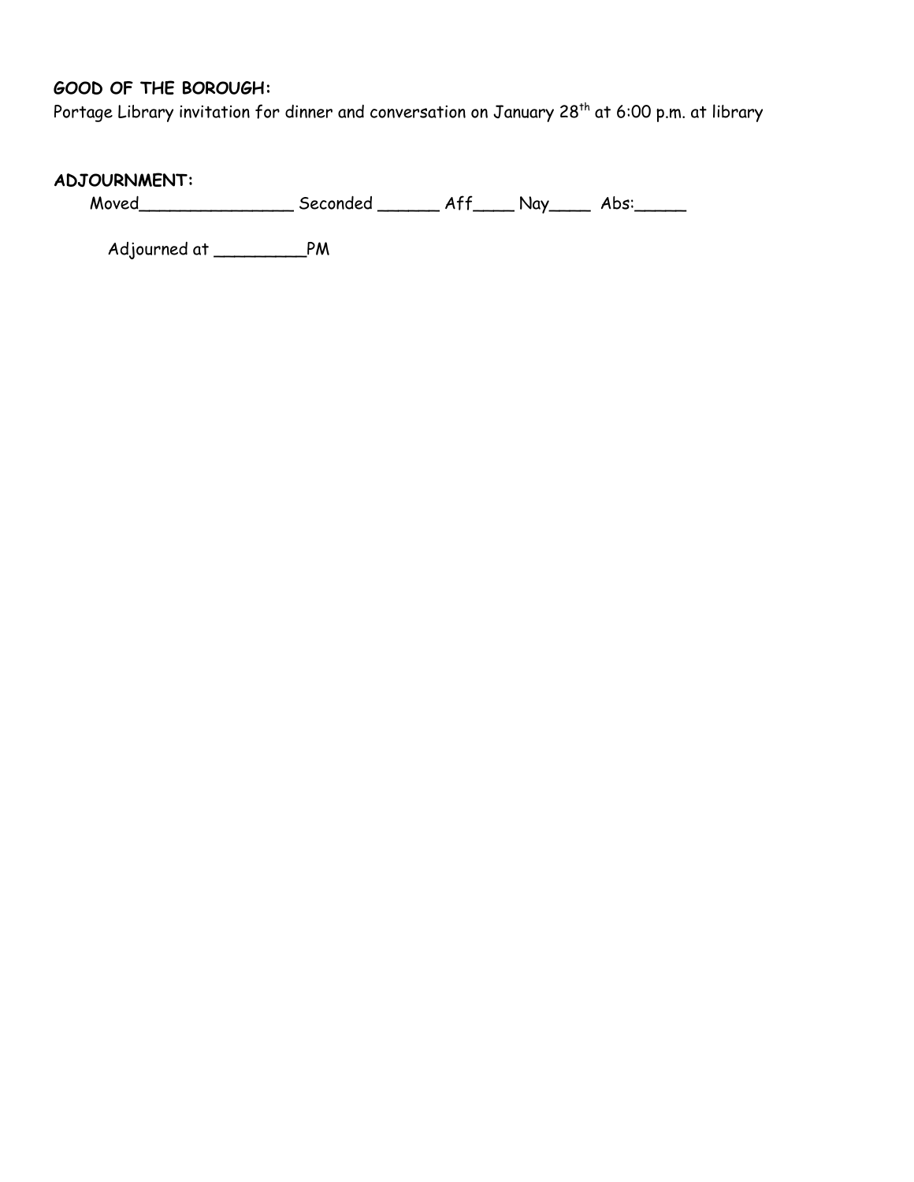**GOOD OF THE BOROUGH:**

Portage Library invitation for dinner and conversation on January 28th at 6:00 p.m. at library

**ADJOURNMENT:**

Moved_______________ Seconded ______ Aff____ Nay____ Abs:_____

Adjourned at _________PM